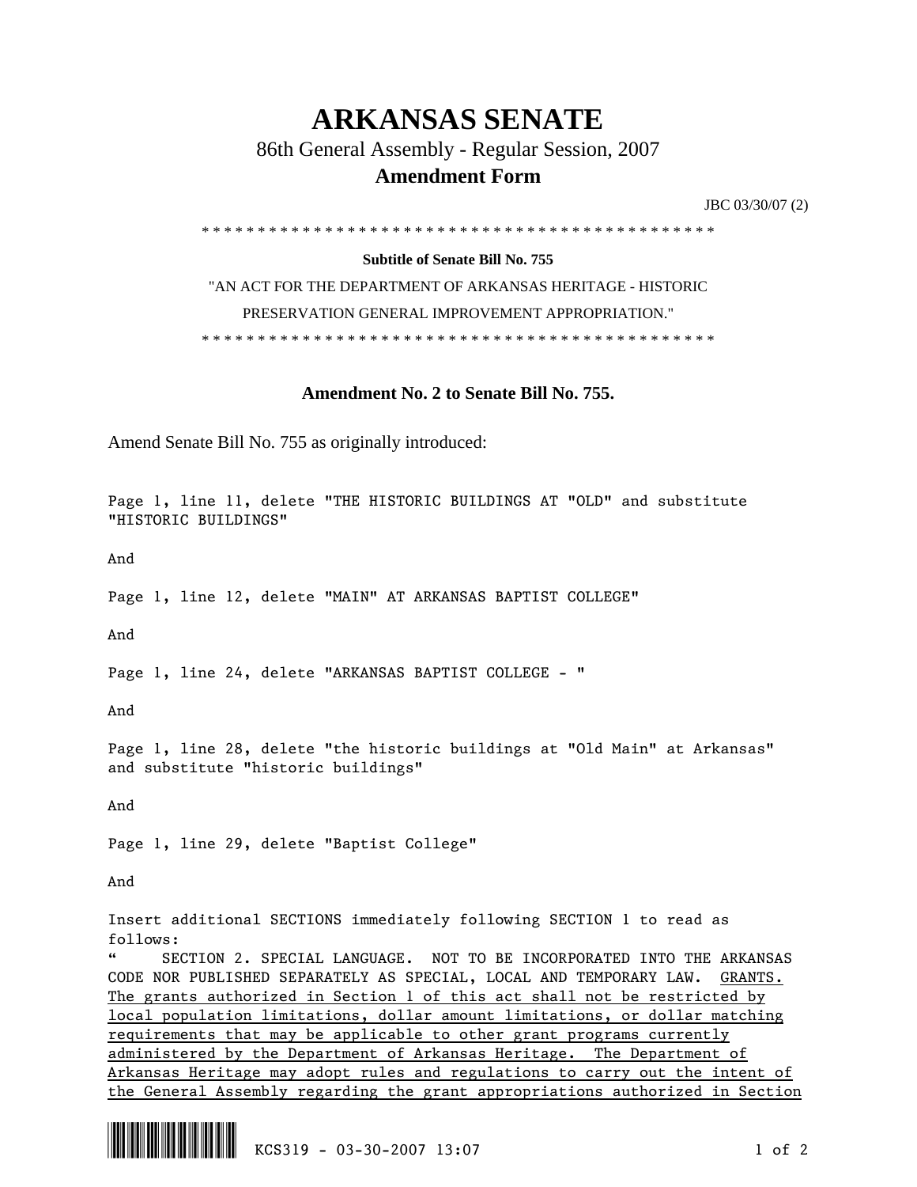# ARKANSAS SENATE

## 86th General Assembly - Regular Session, 2007

### Amendment Form

JBC 03/30/07 (2)

\* \* \* \* \* \* \* \* \* \* \* \* \* \* \* \* \* \* \* \* \* \* \* \* \* \* \* \* \* \* \* \* \* \* \* \* \* \* \* \* \* \* \* \* \* \* \* \* \*

**Subtitle of Senate Bill No. 755**

"AN ACT FOR THE DEPARTMENT OF ARKANSAS HERITAGE - HISTORIC PRESERVATION GENERAL IMPROVEMENT APPROPRIATION."

\* \* \* \* \* \* \* \* \* \* \* \* \* \* \* \* \* \* \* \* \* \* \* \* \* \* \* \* \* \* \* \* \* \* \* \* \* \* \* \* \* \* \* \* \* \* \* \* \*

**Amendment No. 2 to Senate Bill No. 755.**

Amend Senate Bill No. 755 as originally introduced:

Page 1, line 11, delete "THE HISTORIC BUILDINGS AT "OLD" and substitute "HISTORIC BUILDINGS"

And

Page 1, line 12, delete "MAIN" AT ARKANSAS BAPTIST COLLEGE"

And

Page 1, line 24, delete "ARKANSAS BAPTIST COLLEGE - "

And

Page 1, line 28, delete "the historic buildings at "Old Main" at Arkansas" and substitute "historic buildings"

And

Page 1, line 29, delete "Baptist College"

And

Insert additional SECTIONS immediately following SECTION 1 to read as follows:

" SECTION 2. SPECIAL LANGUAGE. NOT TO BE INCORPORATED INTO THE ARKANSAS CODE NOR PUBLISHED SEPARATELY AS SPECIAL, LOCAL AND TEMPORARY LAW. <u>GRANTS. The grants authorized in Section 1 of this act shall not be restricted by local population limitations, dollar amount limitations, or dollar matching requirements that may be applicable to other grant programs currently administered by the Department of Arkansas Heritage. The Department of Arkansas Heritage may adopt rules and regulations to carry out the intent of the General Assembly regarding the grant appropriations authorized in Section</u>

KCS319 - 03-30-2007 13:07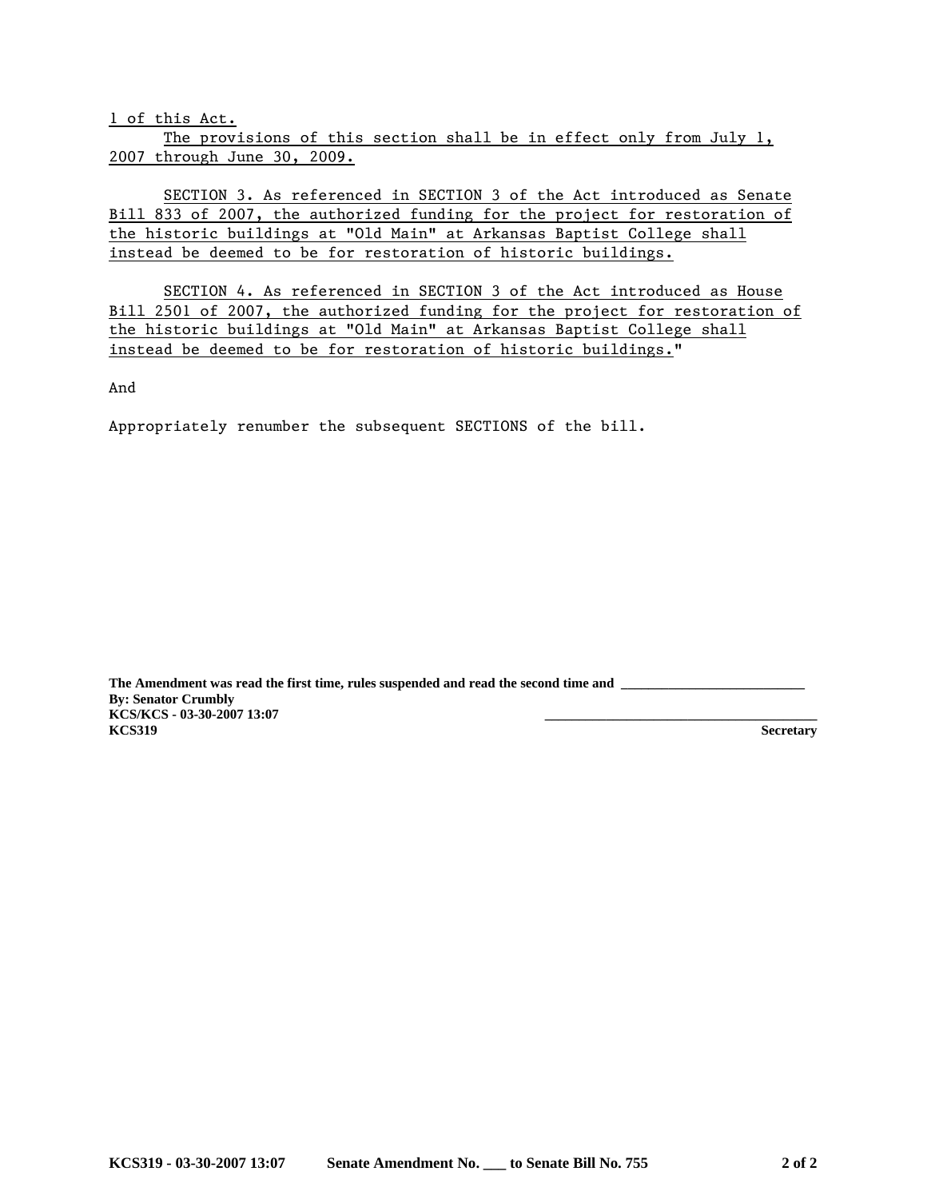1 of this Act.

The provisions of this section shall be in effect only from July 1, 2007 through June 30, 2009.

SECTION 3. As referenced in SECTION 3 of the Act introduced as Senate Bill 833 of 2007, the authorized funding for the project for restoration of the historic buildings at "Old Main" at Arkansas Baptist College shall instead be deemed to be for restoration of historic buildings.

SECTION 4. As referenced in SECTION 3 of the Act introduced as House Bill 2501 of 2007, the authorized funding for the project for restoration of the historic buildings at "Old Main" at Arkansas Baptist College shall instead be deemed to be for restoration of historic buildings."

And

Appropriately renumber the subsequent SECTIONS of the bill.

**The Amendment was read the first time, rules suspended and read the second time and \_\_\_\_\_\_\_\_\_\_\_\_\_\_\_\_\_\_\_\_\_\_\_\_\_**
**By: Senator Crumbly**
**KCS/KCS - 03-30-2007 13:07** **\_\_\_\_\_\_\_\_\_\_\_\_\_\_\_\_\_\_\_\_\_\_\_\_\_\_\_\_\_\_\_\_\_\_\_\_\_\_\_**
**KCS319** **Secretary**

**KCS319 - 03-30-2007 13:07 Senate Amendment No. \_\_\_ to Senate Bill No. 755**